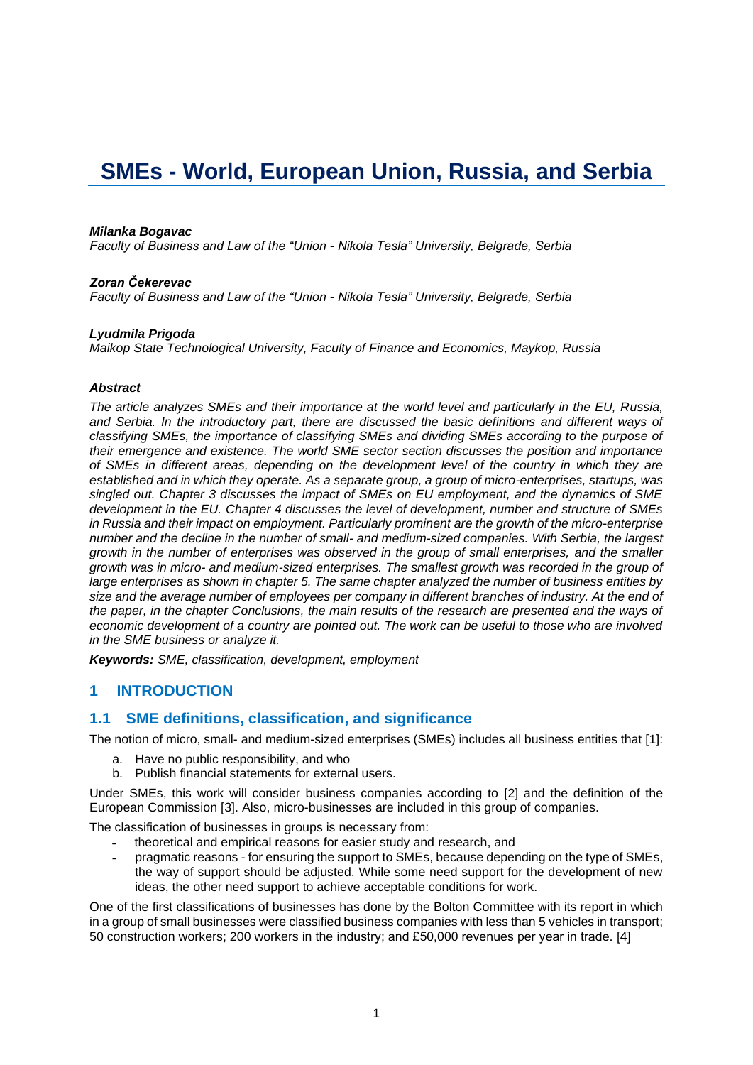# SMEs - World, European Union, Russia, and Serbia

***Milanka Bogavac***
*Faculty of Business and Law of the "Union - Nikola Tesla" University, Belgrade, Serbia*

***Zoran Čekerevac***
*Faculty of Business and Law of the "Union - Nikola Tesla" University, Belgrade, Serbia*

***Lyudmila Prigoda***
*Maikop State Technological University, Faculty of Finance and Economics, Maykop, Russia*

***Abstract***

*The article analyzes SMEs and their importance at the world level and particularly in the EU, Russia, and Serbia. In the introductory part, there are discussed the basic definitions and different ways of classifying SMEs, the importance of classifying SMEs and dividing SMEs according to the purpose of their emergence and existence. The world SME sector section discusses the position and importance of SMEs in different areas, depending on the development level of the country in which they are established and in which they operate. As a separate group, a group of micro-enterprises, startups, was singled out. Chapter 3 discusses the impact of SMEs on EU employment, and the dynamics of SME development in the EU. Chapter 4 discusses the level of development, number and structure of SMEs in Russia and their impact on employment. Particularly prominent are the growth of the micro-enterprise number and the decline in the number of small- and medium-sized companies. With Serbia, the largest growth in the number of enterprises was observed in the group of small enterprises, and the smaller growth was in micro- and medium-sized enterprises. The smallest growth was recorded in the group of large enterprises as shown in chapter 5. The same chapter analyzed the number of business entities by size and the average number of employees per company in different branches of industry. At the end of the paper, in the chapter Conclusions, the main results of the research are presented and the ways of economic development of a country are pointed out. The work can be useful to those who are involved in the SME business or analyze it.*

***Keywords:*** *SME, classification, development, employment*

## 1 INTRODUCTION

### 1.1 SME definitions, classification, and significance

The notion of micro, small- and medium-sized enterprises (SMEs) includes all business entities that [1]:

a. Have no public responsibility, and who
b. Publish financial statements for external users.

Under SMEs, this work will consider business companies according to [2] and the definition of the European Commission [3]. Also, micro-businesses are included in this group of companies.

The classification of businesses in groups is necessary from:

- theoretical and empirical reasons for easier study and research, and
- pragmatic reasons - for ensuring the support to SMEs, because depending on the type of SMEs, the way of support should be adjusted. While some need support for the development of new ideas, the other need support to achieve acceptable conditions for work.

One of the first classifications of businesses has done by the Bolton Committee with its report in which in a group of small businesses were classified business companies with less than 5 vehicles in transport; 50 construction workers; 200 workers in the industry; and £50,000 revenues per year in trade. [4]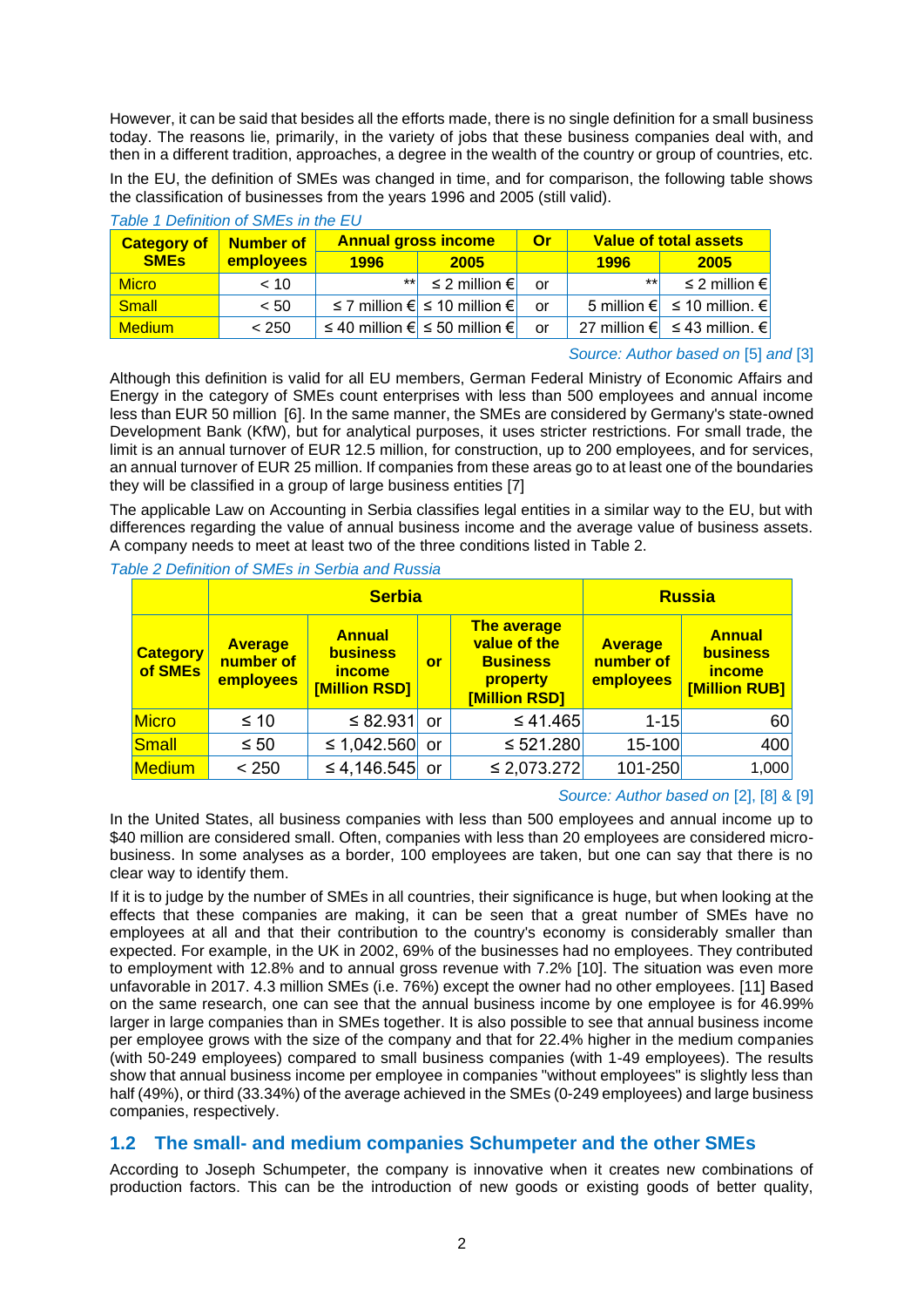However, it can be said that besides all the efforts made, there is no single definition for a small business today. The reasons lie, primarily, in the variety of jobs that these business companies deal with, and then in a different tradition, approaches, a degree in the wealth of the country or group of countries, etc.

In the EU, the definition of SMEs was changed in time, and for comparison, the following table shows the classification of businesses from the years 1996 and 2005 (still valid).

*Table 1 Definition of SMEs in the EU*

| Category of SMEs | Number of employees | Annual gross income | | Or | Value of total assets | |
|---|---|---|---|---|---|---|
| | | 1996 | 2005 | | 1996 | 2005 |
| Micro | < 10 | ** | ≤ 2 million € | or | ** | ≤ 2 million € |
| Small | < 50 | ≤ 7 million € | ≤ 10 million € | or | 5 million € | ≤ 10 million. € |
| Medium | < 250 | ≤ 40 million € | ≤ 50 million € | or | 27 million € | ≤ 43 million. € |

*Source: Author based on [5] and [3]*

Although this definition is valid for all EU members, German Federal Ministry of Economic Affairs and Energy in the category of SMEs count enterprises with less than 500 employees and annual income less than EUR 50 million [6]. In the same manner, the SMEs are considered by Germany's state-owned Development Bank (KfW), but for analytical purposes, it uses stricter restrictions. For small trade, the limit is an annual turnover of EUR 12.5 million, for construction, up to 200 employees, and for services, an annual turnover of EUR 25 million. If companies from these areas go to at least one of the boundaries they will be classified in a group of large business entities [7]

The applicable Law on Accounting in Serbia classifies legal entities in a similar way to the EU, but with differences regarding the value of annual business income and the average value of business assets. A company needs to meet at least two of the three conditions listed in Table 2.

*Table 2 Definition of SMEs in Serbia and Russia*

| | Serbia | | | | Russia | |
|---|---|---|---|---|---|---|
| Category of SMEs | Average number of employees | Annual business income [Million RSD] | or | The average value of the Business property [Million RSD] | Average number of employees | Annual business income [Million RUB] |
| Micro | ≤ 10 | ≤ 82.931 | or | ≤ 41.465 | 1-15 | 60 |
| Small | ≤ 50 | ≤ 1,042.560 | or | ≤ 521.280 | 15-100 | 400 |
| Medium | < 250 | ≤ 4,146.545 | or | ≤ 2,073.272 | 101-250 | 1,000 |

*Source: Author based on [2], [8] & [9]*

In the United States, all business companies with less than 500 employees and annual income up to $40 million are considered small. Often, companies with less than 20 employees are considered micro-business. In some analyses as a border, 100 employees are taken, but one can say that there is no clear way to identify them.

If it is to judge by the number of SMEs in all countries, their significance is huge, but when looking at the effects that these companies are making, it can be seen that a great number of SMEs have no employees at all and that their contribution to the country's economy is considerably smaller than expected. For example, in the UK in 2002, 69% of the businesses had no employees. They contributed to employment with 12.8% and to annual gross revenue with 7.2% [10]. The situation was even more unfavorable in 2017. 4.3 million SMEs (i.e. 76%) except the owner had no other employees. [11] Based on the same research, one can see that the annual business income by one employee is for 46.99% larger in large companies than in SMEs together. It is also possible to see that annual business income per employee grows with the size of the company and that for 22.4% higher in the medium companies (with 50-249 employees) compared to small business companies (with 1-49 employees). The results show that annual business income per employee in companies "without employees" is slightly less than half (49%), or third (33.34%) of the average achieved in the SMEs (0-249 employees) and large business companies, respectively.

## 1.2 The small- and medium companies Schumpeter and the other SMEs

According to Joseph Schumpeter, the company is innovative when it creates new combinations of production factors. This can be the introduction of new goods or existing goods of better quality,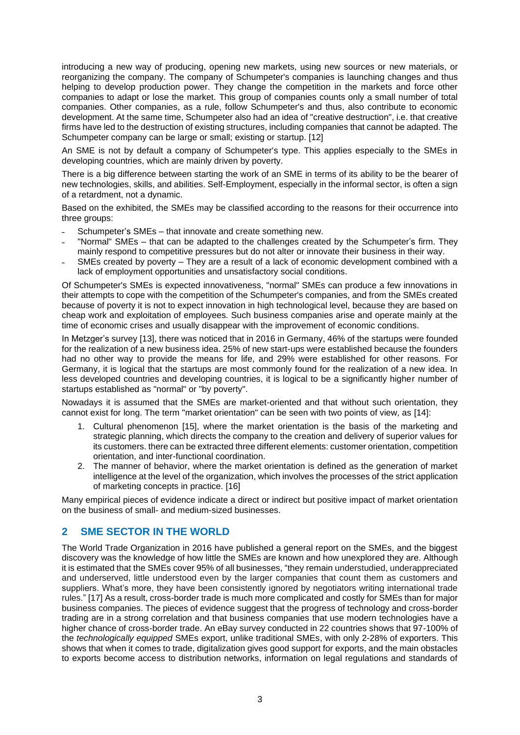introducing a new way of producing, opening new markets, using new sources or new materials, or reorganizing the company. The company of Schumpeter's companies is launching changes and thus helping to develop production power. They change the competition in the markets and force other companies to adapt or lose the market. This group of companies counts only a small number of total companies. Other companies, as a rule, follow Schumpeter's and thus, also contribute to economic development. At the same time, Schumpeter also had an idea of "creative destruction", i.e. that creative firms have led to the destruction of existing structures, including companies that cannot be adapted. The Schumpeter company can be large or small; existing or startup. [12]

An SME is not by default a company of Schumpeter's type. This applies especially to the SMEs in developing countries, which are mainly driven by poverty.

There is a big difference between starting the work of an SME in terms of its ability to be the bearer of new technologies, skills, and abilities. Self-Employment, especially in the informal sector, is often a sign of a retardment, not a dynamic.

Based on the exhibited, the SMEs may be classified according to the reasons for their occurrence into three groups:

- Schumpeter's SMEs – that innovate and create something new.
- "Normal" SMEs – that can be adapted to the challenges created by the Schumpeter's firm. They mainly respond to competitive pressures but do not alter or innovate their business in their way.
- SMEs created by poverty – They are a result of a lack of economic development combined with a lack of employment opportunities and unsatisfactory social conditions.

Of Schumpeter's SMEs is expected innovativeness, "normal" SMEs can produce a few innovations in their attempts to cope with the competition of the Schumpeter's companies, and from the SMEs created because of poverty it is not to expect innovation in high technological level, because they are based on cheap work and exploitation of employees. Such business companies arise and operate mainly at the time of economic crises and usually disappear with the improvement of economic conditions.

In Metzger's survey [13], there was noticed that in 2016 in Germany, 46% of the startups were founded for the realization of a new business idea. 25% of new start-ups were established because the founders had no other way to provide the means for life, and 29% were established for other reasons. For Germany, it is logical that the startups are most commonly found for the realization of a new idea. In less developed countries and developing countries, it is logical to be a significantly higher number of startups established as "normal" or "by poverty".

Nowadays it is assumed that the SMEs are market-oriented and that without such orientation, they cannot exist for long. The term "market orientation" can be seen with two points of view, as [14]:

1. Cultural phenomenon [15], where the market orientation is the basis of the marketing and strategic planning, which directs the company to the creation and delivery of superior values for its customers. there can be extracted three different elements: customer orientation, competition orientation, and inter-functional coordination.
2. The manner of behavior, where the market orientation is defined as the generation of market intelligence at the level of the organization, which involves the processes of the strict application of marketing concepts in practice. [16]

Many empirical pieces of evidence indicate a direct or indirect but positive impact of market orientation on the business of small- and medium-sized businesses.

## 2 SME SECTOR IN THE WORLD

The World Trade Organization in 2016 have published a general report on the SMEs, and the biggest discovery was the knowledge of how little the SMEs are known and how unexplored they are. Although it is estimated that the SMEs cover 95% of all businesses, "they remain understudied, underappreciated and underserved, little understood even by the larger companies that count them as customers and suppliers. What's more, they have been consistently ignored by negotiators writing international trade rules." [17] As a result, cross-border trade is much more complicated and costly for SMEs than for major business companies. The pieces of evidence suggest that the progress of technology and cross-border trading are in a strong correlation and that business companies that use modern technologies have a higher chance of cross-border trade. An eBay survey conducted in 22 countries shows that 97-100% of the *technologically equipped* SMEs export, unlike traditional SMEs, with only 2-28% of exporters. This shows that when it comes to trade, digitalization gives good support for exports, and the main obstacles to exports become access to distribution networks, information on legal regulations and standards of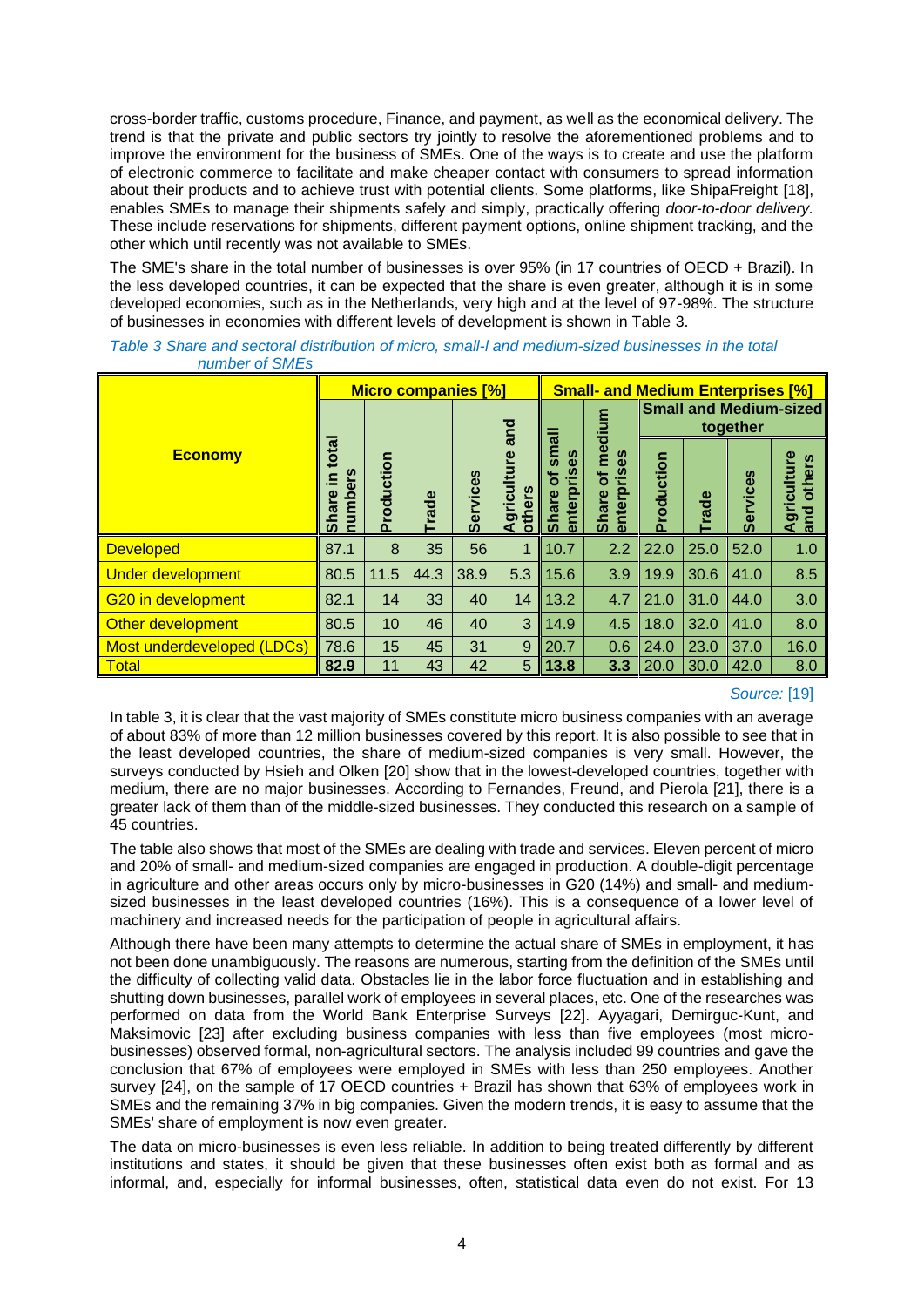cross-border traffic, customs procedure, Finance, and payment, as well as the economical delivery. The trend is that the private and public sectors try jointly to resolve the aforementioned problems and to improve the environment for the business of SMEs. One of the ways is to create and use the platform of electronic commerce to facilitate and make cheaper contact with consumers to spread information about their products and to achieve trust with potential clients. Some platforms, like ShipaFreight [18], enables SMEs to manage their shipments safely and simply, practically offering *door-to-door delivery.* These include reservations for shipments, different payment options, online shipment tracking, and the other which until recently was not available to SMEs.

The SME's share in the total number of businesses is over 95% (in 17 countries of OECD + Brazil). In the less developed countries, it can be expected that the share is even greater, although it is in some developed economies, such as in the Netherlands, very high and at the level of 97-98%. The structure of businesses in economies with different levels of development is shown in Table 3.

*Table 3 Share and sectoral distribution of micro, small-l and medium-sized businesses in the total number of SMEs*

| Economy | Micro companies [%] | | | | | Small- and Medium Enterprises [%] | | | | | |
|---|---|---|---|---|---|---|---|---|---|---|---|
| | | | | | | | | Small and Medium-sized together | | | |
| | Share in total numbers | Production | Trade | Services | Agriculture and others | Share of small enterprises | Share of medium enterprises | Production | Trade | Services | Agriculture and others |
| Developed | 87.1 | 8 | 35 | 56 | 1 | 10.7 | 2.2 | 22.0 | 25.0 | 52.0 | 1.0 |
| Under development | 80.5 | 11.5 | 44.3 | 38.9 | 5.3 | 15.6 | 3.9 | 19.9 | 30.6 | 41.0 | 8.5 |
| G20 in development | 82.1 | 14 | 33 | 40 | 14 | 13.2 | 4.7 | 21.0 | 31.0 | 44.0 | 3.0 |
| Other development | 80.5 | 10 | 46 | 40 | 3 | 14.9 | 4.5 | 18.0 | 32.0 | 41.0 | 8.0 |
| Most underdeveloped (LDCs) | 78.6 | 15 | 45 | 31 | 9 | 20.7 | 0.6 | 24.0 | 23.0 | 37.0 | 16.0 |
| Total | **82.9** | 11 | 43 | 42 | 5 | **13.8** | **3.3** | 20.0 | 30.0 | 42.0 | 8.0 |

*Source:* [19]

In table 3, it is clear that the vast majority of SMEs constitute micro business companies with an average of about 83% of more than 12 million businesses covered by this report. It is also possible to see that in the least developed countries, the share of medium-sized companies is very small. However, the surveys conducted by Hsieh and Olken [20] show that in the lowest-developed countries, together with medium, there are no major businesses. According to Fernandes, Freund, and Pierola [21], there is a greater lack of them than of the middle-sized businesses. They conducted this research on a sample of 45 countries.

The table also shows that most of the SMEs are dealing with trade and services. Eleven percent of micro and 20% of small- and medium-sized companies are engaged in production. A double-digit percentage in agriculture and other areas occurs only by micro-businesses in G20 (14%) and small- and medium-sized businesses in the least developed countries (16%). This is a consequence of a lower level of machinery and increased needs for the participation of people in agricultural affairs.

Although there have been many attempts to determine the actual share of SMEs in employment, it has not been done unambiguously. The reasons are numerous, starting from the definition of the SMEs until the difficulty of collecting valid data. Obstacles lie in the labor force fluctuation and in establishing and shutting down businesses, parallel work of employees in several places, etc. One of the researches was performed on data from the World Bank Enterprise Surveys [22]. Ayyagari, Demirguc-Kunt, and Maksimovic [23] after excluding business companies with less than five employees (most micro-businesses) observed formal, non-agricultural sectors. The analysis included 99 countries and gave the conclusion that 67% of employees were employed in SMEs with less than 250 employees. Another survey [24], on the sample of 17 OECD countries + Brazil has shown that 63% of employees work in SMEs and the remaining 37% in big companies. Given the modern trends, it is easy to assume that the SMEs' share of employment is now even greater.

The data on micro-businesses is even less reliable. In addition to being treated differently by different institutions and states, it should be given that these businesses often exist both as formal and as informal, and, especially for informal businesses, often, statistical data even do not exist. For 13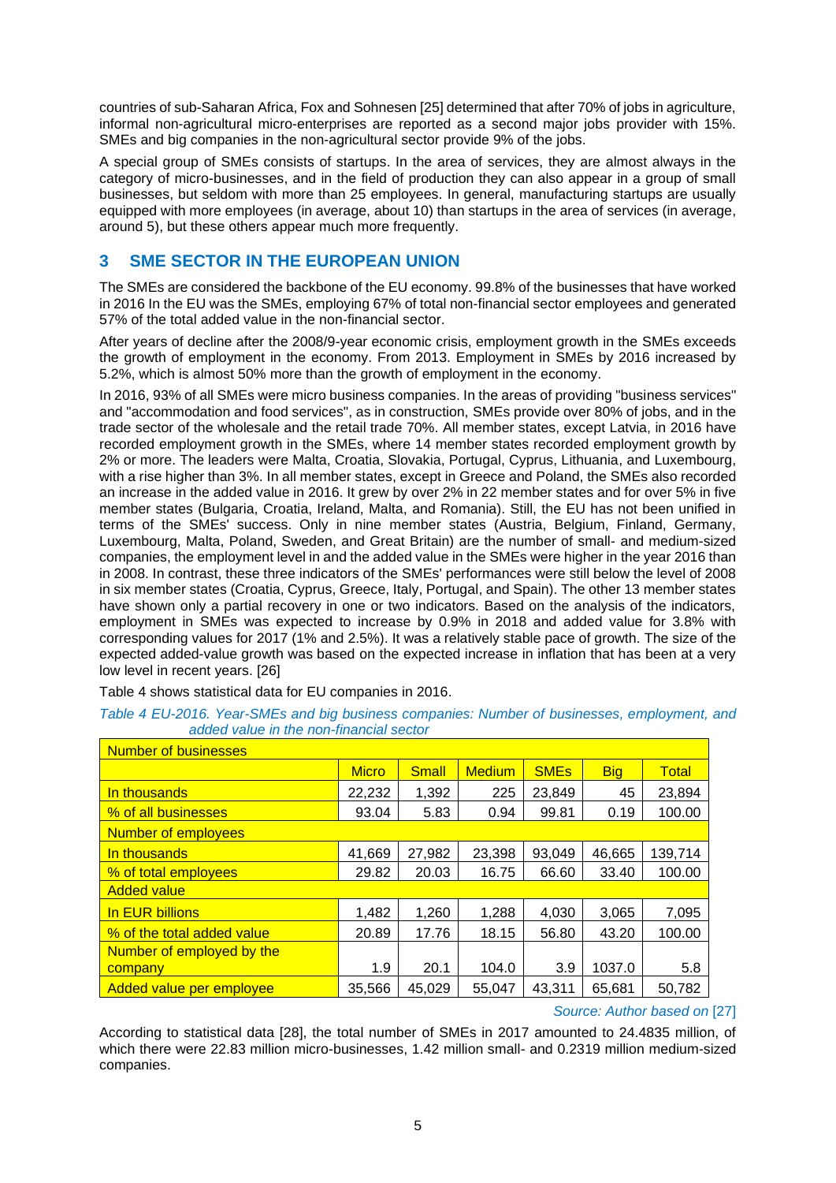countries of sub-Saharan Africa, Fox and Sohnesen [25] determined that after 70% of jobs in agriculture, informal non-agricultural micro-enterprises are reported as a second major jobs provider with 15%. SMEs and big companies in the non-agricultural sector provide 9% of the jobs.

A special group of SMEs consists of startups. In the area of services, they are almost always in the category of micro-businesses, and in the field of production they can also appear in a group of small businesses, but seldom with more than 25 employees. In general, manufacturing startups are usually equipped with more employees (in average, about 10) than startups in the area of services (in average, around 5), but these others appear much more frequently.

## 3 SME SECTOR IN THE EUROPEAN UNION

The SMEs are considered the backbone of the EU economy. 99.8% of the businesses that have worked in 2016 In the EU was the SMEs, employing 67% of total non-financial sector employees and generated 57% of the total added value in the non-financial sector.

After years of decline after the 2008/9-year economic crisis, employment growth in the SMEs exceeds the growth of employment in the economy. From 2013. Employment in SMEs by 2016 increased by 5.2%, which is almost 50% more than the growth of employment in the economy.

In 2016, 93% of all SMEs were micro business companies. In the areas of providing "business services" and "accommodation and food services", as in construction, SMEs provide over 80% of jobs, and in the trade sector of the wholesale and the retail trade 70%. All member states, except Latvia, in 2016 have recorded employment growth in the SMEs, where 14 member states recorded employment growth by 2% or more. The leaders were Malta, Croatia, Slovakia, Portugal, Cyprus, Lithuania, and Luxembourg, with a rise higher than 3%. In all member states, except in Greece and Poland, the SMEs also recorded an increase in the added value in 2016. It grew by over 2% in 22 member states and for over 5% in five member states (Bulgaria, Croatia, Ireland, Malta, and Romania). Still, the EU has not been unified in terms of the SMEs' success. Only in nine member states (Austria, Belgium, Finland, Germany, Luxembourg, Malta, Poland, Sweden, and Great Britain) are the number of small- and medium-sized companies, the employment level in and the added value in the SMEs were higher in the year 2016 than in 2008. In contrast, these three indicators of the SMEs' performances were still below the level of 2008 in six member states (Croatia, Cyprus, Greece, Italy, Portugal, and Spain). The other 13 member states have shown only a partial recovery in one or two indicators. Based on the analysis of the indicators, employment in SMEs was expected to increase by 0.9% in 2018 and added value for 3.8% with corresponding values for 2017 (1% and 2.5%). It was a relatively stable pace of growth. The size of the expected added-value growth was based on the expected increase in inflation that has been at a very low level in recent years. [26]

Table 4 shows statistical data for EU companies in 2016.

*Table 4 EU-2016. Year-SMEs and big business companies: Number of businesses, employment, and added value in the non-financial sector*

| Number of businesses | | | | | | |
|---|---|---|---|---|---|---|
| | Micro | Small | Medium | SMEs | Big | Total |
| In thousands | 22,232 | 1,392 | 225 | 23,849 | 45 | 23,894 |
| % of all businesses | 93.04 | 5.83 | 0.94 | 99.81 | 0.19 | 100.00 |
| Number of employees | | | | | | |
| In thousands | 41,669 | 27,982 | 23,398 | 93,049 | 46,665 | 139,714 |
| % of total employees | 29.82 | 20.03 | 16.75 | 66.60 | 33.40 | 100.00 |
| Added value | | | | | | |
| In EUR billions | 1,482 | 1,260 | 1,288 | 4,030 | 3,065 | 7,095 |
| % of the total added value | 20.89 | 17.76 | 18.15 | 56.80 | 43.20 | 100.00 |
| Number of employed by the company | 1.9 | 20.1 | 104.0 | 3.9 | 1037.0 | 5.8 |
| Added value per employee | 35,566 | 45,029 | 55,047 | 43,311 | 65,681 | 50,782 |

*Source: Author based on [27]*

According to statistical data [28], the total number of SMEs in 2017 amounted to 24.4835 million, of which there were 22.83 million micro-businesses, 1.42 million small- and 0.2319 million medium-sized companies.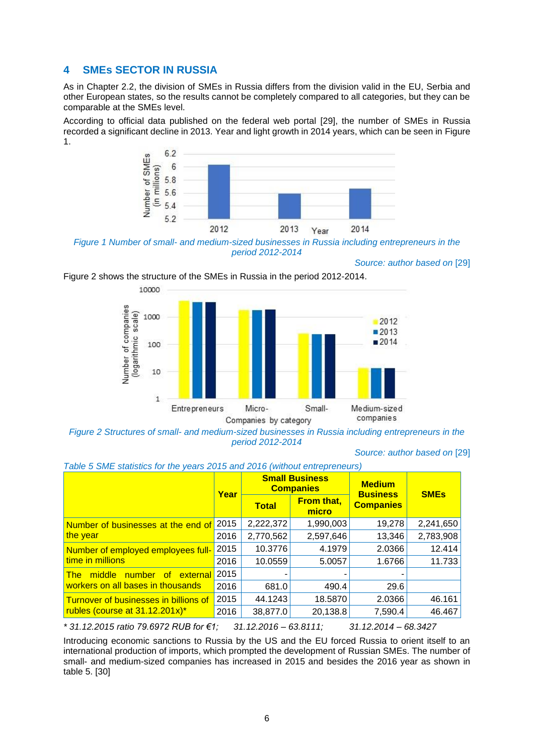# 4 SMEs SECTOR IN RUSSIA

As in Chapter 2.2, the division of SMEs in Russia differs from the division valid in the EU, Serbia and other European states, so the results cannot be completely compared to all categories, but they can be comparable at the SMEs level.

According to official data published on the federal web portal [29], the number of SMEs in Russia recorded a significant decline in 2013. Year and light growth in 2014 years, which can be seen in Figure 1.

*Figure 1 Number of small- and medium-sized businesses in Russia including entrepreneurs in the period 2012-2014*

*Source: author based on* [29]

Figure 2 shows the structure of the SMEs in Russia in the period 2012-2014.

*Figure 2 Structures of small- and medium-sized businesses in Russia including entrepreneurs in the period 2012-2014*

*Source: author based on* [29]

*Table 5 SME statistics for the years 2015 and 2016 (without entrepreneurs)*

| | Year | Small Business Companies | | Medium Business Companies | SMEs |
|---|---|---|---|---|---|
| | | Total | From that, micro | | |
| Number of businesses at the end of the year | 2015 | 2,222,372 | 1,990,003 | 19,278 | 2,241,650 |
| | 2016 | 2,770,562 | 2,597,646 | 13,346 | 2,783,908 |
| Number of employed employees full-time in millions | 2015 | 10.3776 | 4.1979 | 2.0366 | 12.414 |
| | 2016 | 10.0559 | 5.0057 | 1.6766 | 11.733 |
| The middle number of external workers on all bases in thousands | 2015 | - | - | - | |
| | 2016 | 681.0 | 490.4 | 29.6 | |
| Turnover of businesses in billions of rubles (course at 31.12.201x)* | 2015 | 44.1243 | 18.5870 | 2.0366 | 46.161 |
| | 2016 | 38,877.0 | 20,138.8 | 7,590.4 | 46.467 |

*\* 31.12.2015 ratio 79.6972 RUB for €1; 31.12.2016 – 63.8111; 31.12.2014 – 68.3427*

Introducing economic sanctions to Russia by the US and the EU forced Russia to orient itself to an international production of imports, which prompted the development of Russian SMEs. The number of small- and medium-sized companies has increased in 2015 and besides the 2016 year as shown in table 5. [30]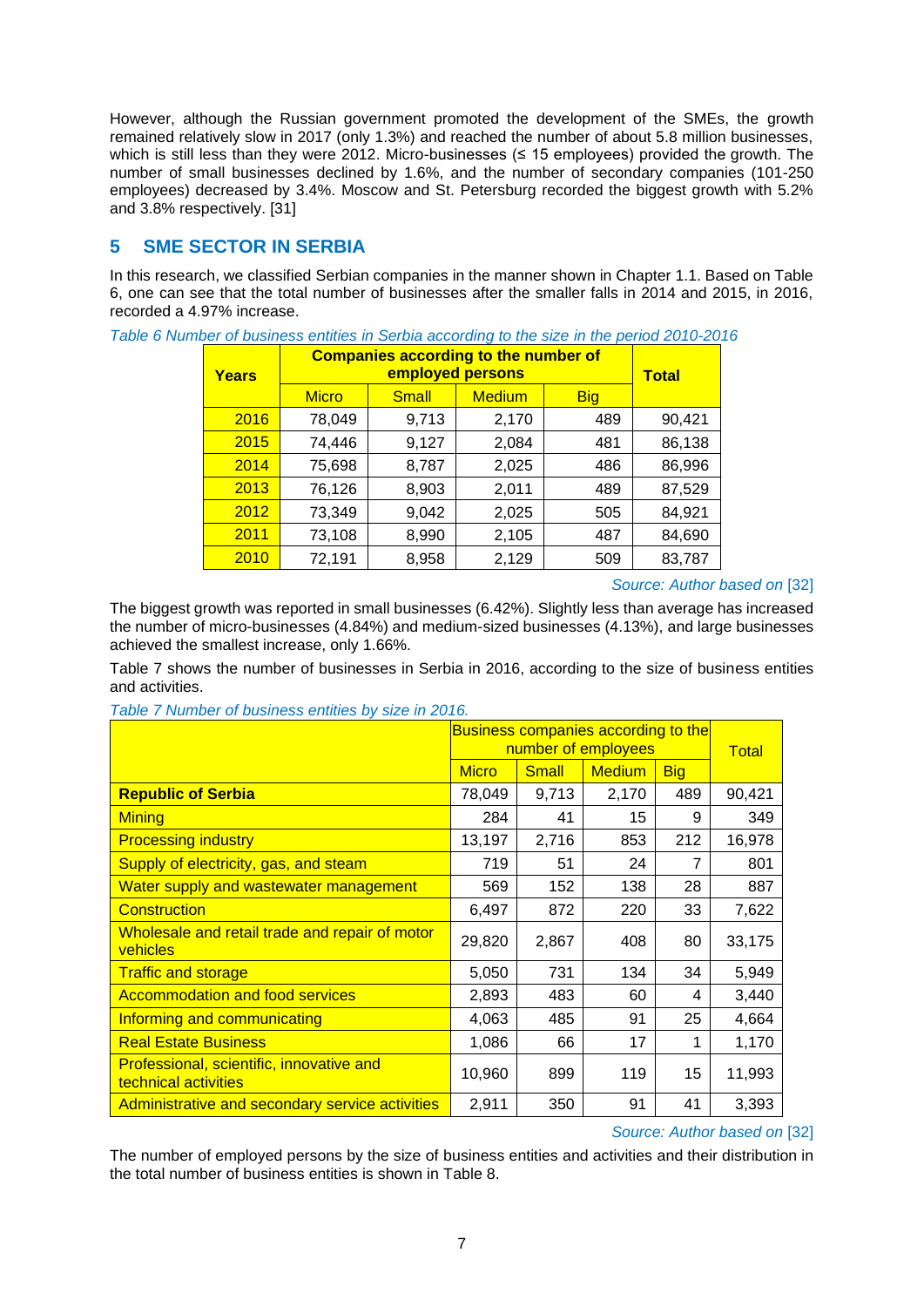However, although the Russian government promoted the development of the SMEs, the growth remained relatively slow in 2017 (only 1.3%) and reached the number of about 5.8 million businesses, which is still less than they were 2012. Micro-businesses (≤ 15 employees) provided the growth. The number of small businesses declined by 1.6%, and the number of secondary companies (101-250 employees) decreased by 3.4%. Moscow and St. Petersburg recorded the biggest growth with 5.2% and 3.8% respectively. [31]

## 5 SME SECTOR IN SERBIA

In this research, we classified Serbian companies in the manner shown in Chapter 1.1. Based on Table 6, one can see that the total number of businesses after the smaller falls in 2014 and 2015, in 2016, recorded a 4.97% increase.

*Table 6 Number of business entities in Serbia according to the size in the period 2010-2016*

| Years | Companies according to the number of employed persons | | | | Total |
|---|---|---|---|---|---|
| | Micro | Small | Medium | Big | |
| 2016 | 78,049 | 9,713 | 2,170 | 489 | 90,421 |
| 2015 | 74,446 | 9,127 | 2,084 | 481 | 86,138 |
| 2014 | 75,698 | 8,787 | 2,025 | 486 | 86,996 |
| 2013 | 76,126 | 8,903 | 2,011 | 489 | 87,529 |
| 2012 | 73,349 | 9,042 | 2,025 | 505 | 84,921 |
| 2011 | 73,108 | 8,990 | 2,105 | 487 | 84,690 |
| 2010 | 72,191 | 8,958 | 2,129 | 509 | 83,787 |

*Source: Author based on* [32]

The biggest growth was reported in small businesses (6.42%). Slightly less than average has increased the number of micro-businesses (4.84%) and medium-sized businesses (4.13%), and large businesses achieved the smallest increase, only 1.66%.

Table 7 shows the number of businesses in Serbia in 2016, according to the size of business entities and activities.

*Table 7 Number of business entities by size in 2016.*

| | Business companies according to the number of employees | | | | Total |
|---|---|---|---|---|---|
| | Micro | Small | Medium | Big | |
| **Republic of Serbia** | 78,049 | 9,713 | 2,170 | 489 | 90,421 |
| Mining | 284 | 41 | 15 | 9 | 349 |
| Processing industry | 13,197 | 2,716 | 853 | 212 | 16,978 |
| Supply of electricity, gas, and steam | 719 | 51 | 24 | 7 | 801 |
| Water supply and wastewater management | 569 | 152 | 138 | 28 | 887 |
| Construction | 6,497 | 872 | 220 | 33 | 7,622 |
| Wholesale and retail trade and repair of motor vehicles | 29,820 | 2,867 | 408 | 80 | 33,175 |
| Traffic and storage | 5,050 | 731 | 134 | 34 | 5,949 |
| Accommodation and food services | 2,893 | 483 | 60 | 4 | 3,440 |
| Informing and communicating | 4,063 | 485 | 91 | 25 | 4,664 |
| Real Estate Business | 1,086 | 66 | 17 | 1 | 1,170 |
| Professional, scientific, innovative and technical activities | 10,960 | 899 | 119 | 15 | 11,993 |
| Administrative and secondary service activities | 2,911 | 350 | 91 | 41 | 3,393 |

*Source: Author based on* [32]

The number of employed persons by the size of business entities and activities and their distribution in the total number of business entities is shown in Table 8.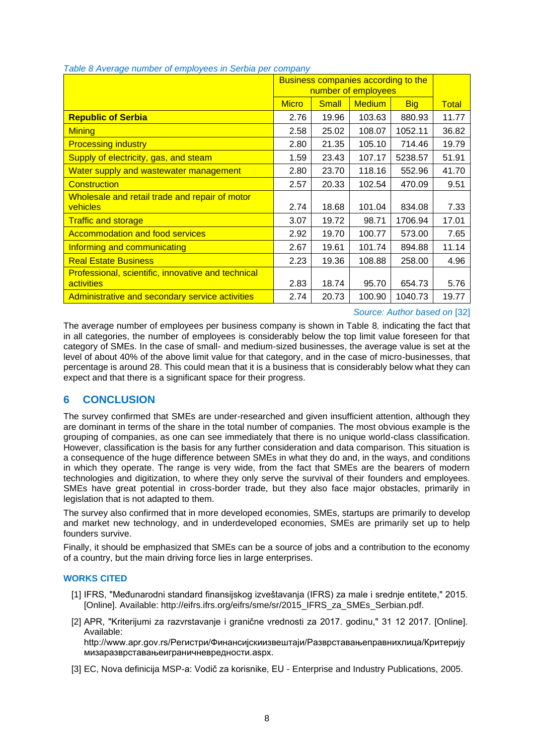*Table 8 Average number of employees in Serbia per company*

| | Business companies according to the number of employees | | | | Total |
|---|---|---|---|---|---|
| | Micro | Small | Medium | Big | |
| **Republic of Serbia** | 2.76 | 19.96 | 103.63 | 880.93 | 11.77 |
| Mining | 2.58 | 25.02 | 108.07 | 1052.11 | 36.82 |
| Processing industry | 2.80 | 21.35 | 105.10 | 714.46 | 19.79 |
| Supply of electricity, gas, and steam | 1.59 | 23.43 | 107.17 | 5238.57 | 51.91 |
| Water supply and wastewater management | 2.80 | 23.70 | 118.16 | 552.96 | 41.70 |
| Construction | 2.57 | 20.33 | 102.54 | 470.09 | 9.51 |
| Wholesale and retail trade and repair of motor vehicles | 2.74 | 18.68 | 101.04 | 834.08 | 7.33 |
| Traffic and storage | 3.07 | 19.72 | 98.71 | 1706.94 | 17.01 |
| Accommodation and food services | 2.92 | 19.70 | 100.77 | 573.00 | 7.65 |
| Informing and communicating | 2.67 | 19.61 | 101.74 | 894.88 | 11.14 |
| Real Estate Business | 2.23 | 19.36 | 108.88 | 258.00 | 4.96 |
| Professional, scientific, innovative and technical activities | 2.83 | 18.74 | 95.70 | 654.73 | 5.76 |
| Administrative and secondary service activities | 2.74 | 20.73 | 100.90 | 1040.73 | 19.77 |

*Source: Author based on [32]*

The average number of employees per business company is shown in Table 8, indicating the fact that in all categories, the number of employees is considerably below the top limit value foreseen for that category of SMEs. In the case of small- and medium-sized businesses, the average value is set at the level of about 40% of the above limit value for that category, and in the case of micro-businesses, that percentage is around 28. This could mean that it is a business that is considerably below what they can expect and that there is a significant space for their progress.

## 6 CONCLUSION

The survey confirmed that SMEs are under-researched and given insufficient attention, although they are dominant in terms of the share in the total number of companies. The most obvious example is the grouping of companies, as one can see immediately that there is no unique world-class classification. However, classification is the basis for any further consideration and data comparison. This situation is a consequence of the huge difference between SMEs in what they do and, in the ways, and conditions in which they operate. The range is very wide, from the fact that SMEs are the bearers of modern technologies and digitization, to where they only serve the survival of their founders and employees. SMEs have great potential in cross-border trade, but they also face major obstacles, primarily in legislation that is not adapted to them.

The survey also confirmed that in more developed economies, SMEs, startups are primarily to develop and market new technology, and in underdeveloped economies, SMEs are primarily set up to help founders survive.

Finally, it should be emphasized that SMEs can be a source of jobs and a contribution to the economy of a country, but the main driving force lies in large enterprises.

### WORKS CITED

[1] IFRS, "Međunarodni standard finansijskog izveštavanja (IFRS) za male i srednje entitete," 2015. [Online]. Available: http://eifrs.ifrs.org/eifrs/sme/sr/2015_IFRS_za_SMEs_Serbian.pdf.

[2] APR, "Kriterijumi za razvrstavanje i granične vrednosti za 2017. godinu," 31 12 2017. [Online]. Available: http://www.apr.gov.rs/Регистри/Финансијскиизвештаји/Разврставањеправнихлица/Критеријумизаразврставањеиграничневредности.aspx.

[3] EC, Nova definicija MSP-a: Vodič za korisnike, EU - Enterprise and Industry Publications, 2005.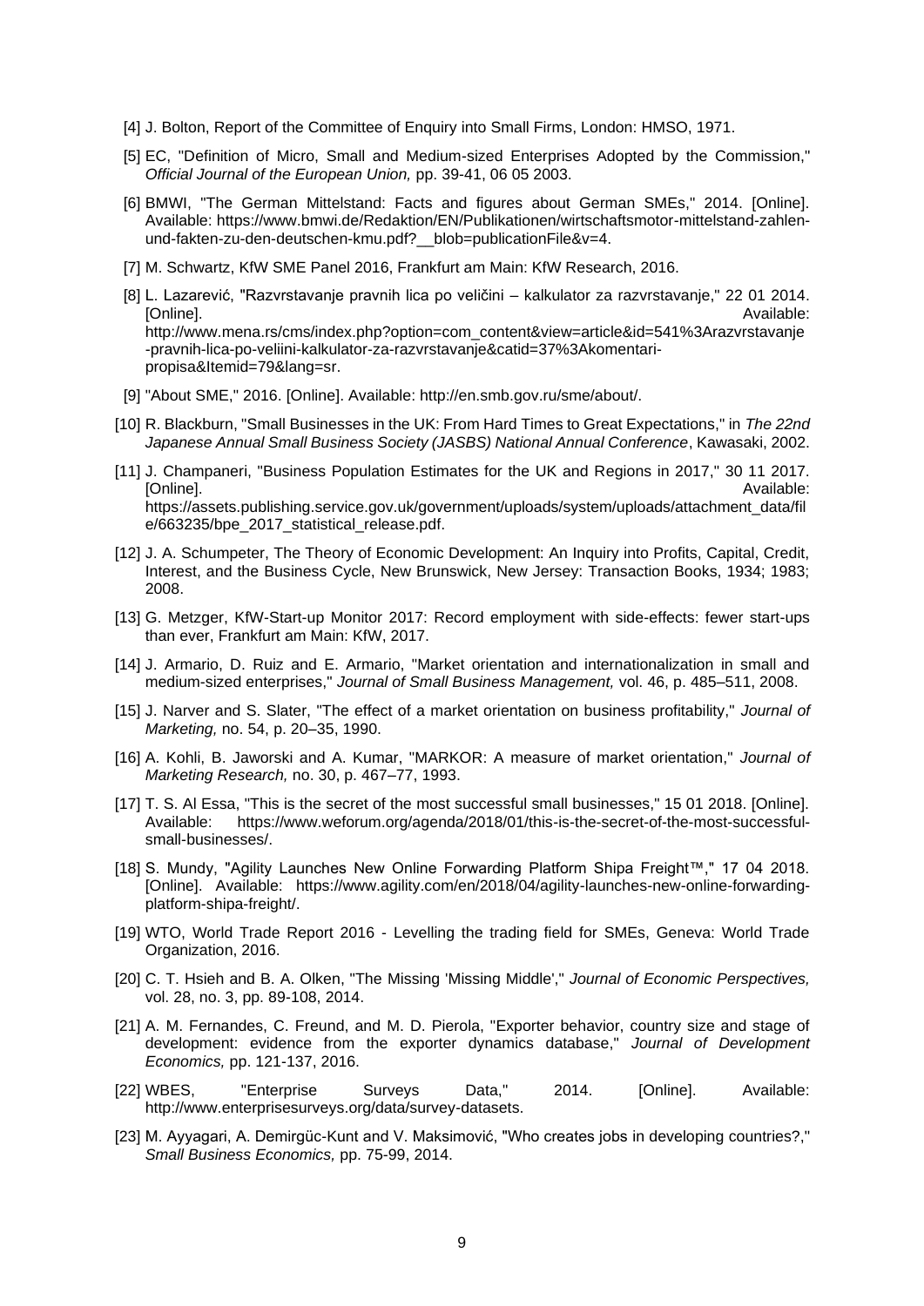[4] J. Bolton, Report of the Committee of Enquiry into Small Firms, London: HMSO, 1971.

[5] EC, "Definition of Micro, Small and Medium-sized Enterprises Adopted by the Commission," *Official Journal of the European Union,* pp. 39-41, 06 05 2003.

[6] BMWI, "The German Mittelstand: Facts and figures about German SMEs," 2014. [Online]. Available: https://www.bmwi.de/Redaktion/EN/Publikationen/wirtschaftsmotor-mittelstand-zahlen-und-fakten-zu-den-deutschen-kmu.pdf?__blob=publicationFile&v=4.

[7] M. Schwartz, KfW SME Panel 2016, Frankfurt am Main: KfW Research, 2016.

[8] L. Lazarević, "Razvrstavanje pravnih lica po veličini – kalkulator za razvrstavanje," 22 01 2014. [Online]. Available: http://www.mena.rs/cms/index.php?option=com_content&view=article&id=541%3Arazvrstavanje-pravnih-lica-po-veliini-kalkulator-za-razvrstavanje&catid=37%3Akomentari-propisa&Itemid=79&lang=sr.

[9] "About SME," 2016. [Online]. Available: http://en.smb.gov.ru/sme/about/.

[10] R. Blackburn, "Small Businesses in the UK: From Hard Times to Great Expectations," in *The 22nd Japanese Annual Small Business Society (JASBS) National Annual Conference*, Kawasaki, 2002.

[11] J. Champaneri, "Business Population Estimates for the UK and Regions in 2017," 30 11 2017. [Online]. Available: https://assets.publishing.service.gov.uk/government/uploads/system/uploads/attachment_data/file/663235/bpe_2017_statistical_release.pdf.

[12] J. A. Schumpeter, The Theory of Economic Development: An Inquiry into Profits, Capital, Credit, Interest, and the Business Cycle, New Brunswick, New Jersey: Transaction Books, 1934; 1983; 2008.

[13] G. Metzger, KfW-Start-up Monitor 2017: Record employment with side-effects: fewer start-ups than ever, Frankfurt am Main: KfW, 2017.

[14] J. Armario, D. Ruiz and E. Armario, "Market orientation and internationalization in small and medium-sized enterprises," *Journal of Small Business Management,* vol. 46, p. 485–511, 2008.

[15] J. Narver and S. Slater, "The effect of a market orientation on business profitability," *Journal of Marketing,* no. 54, p. 20–35, 1990.

[16] A. Kohli, B. Jaworski and A. Kumar, "MARKOR: A measure of market orientation," *Journal of Marketing Research,* no. 30, p. 467–77, 1993.

[17] T. S. Al Essa, "This is the secret of the most successful small businesses," 15 01 2018. [Online]. Available: https://www.weforum.org/agenda/2018/01/this-is-the-secret-of-the-most-successful-small-businesses/.

[18] S. Mundy, "Agility Launches New Online Forwarding Platform Shipa Freight™," 17 04 2018. [Online]. Available: https://www.agility.com/en/2018/04/agility-launches-new-online-forwarding-platform-shipa-freight/.

[19] WTO, World Trade Report 2016 - Levelling the trading field for SMEs, Geneva: World Trade Organization, 2016.

[20] C. T. Hsieh and B. A. Olken, "The Missing 'Missing Middle'," *Journal of Economic Perspectives,* vol. 28, no. 3, pp. 89-108, 2014.

[21] A. M. Fernandes, C. Freund, and M. D. Pierola, "Exporter behavior, country size and stage of development: evidence from the exporter dynamics database," *Journal of Development Economics,* pp. 121-137, 2016.

[22] WBES, "Enterprise Surveys Data," 2014. [Online]. Available: http://www.enterprisesurveys.org/data/survey-datasets.

[23] M. Ayyagari, A. Demirgüc-Kunt and V. Maksimović, "Who creates jobs in developing countries?," *Small Business Economics,* pp. 75-99, 2014.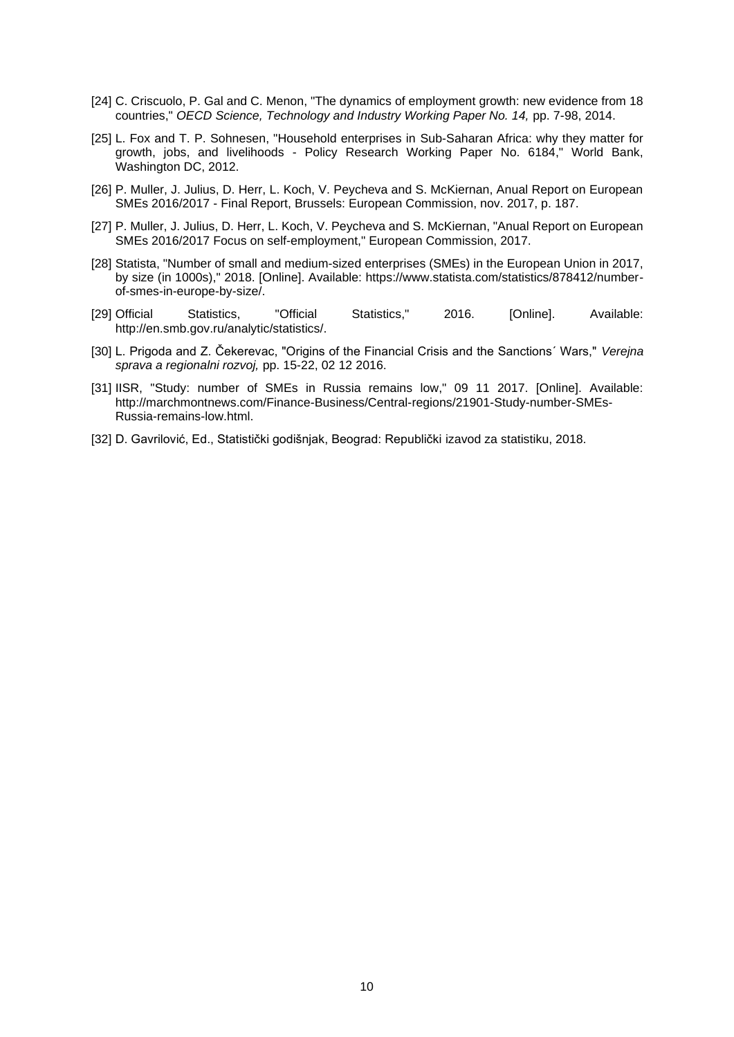[24] C. Criscuolo, P. Gal and C. Menon, "The dynamics of employment growth: new evidence from 18 countries," *OECD Science, Technology and Industry Working Paper No. 14,* pp. 7-98, 2014.

[25] L. Fox and T. P. Sohnesen, "Household enterprises in Sub-Saharan Africa: why they matter for growth, jobs, and livelihoods - Policy Research Working Paper No. 6184," World Bank, Washington DC, 2012.

[26] P. Muller, J. Julius, D. Herr, L. Koch, V. Peycheva and S. McKiernan, Anual Report on European SMEs 2016/2017 - Final Report, Brussels: European Commission, nov. 2017, p. 187.

[27] P. Muller, J. Julius, D. Herr, L. Koch, V. Peycheva and S. McKiernan, "Anual Report on European SMEs 2016/2017 Focus on self-employment," European Commission, 2017.

[28] Statista, "Number of small and medium-sized enterprises (SMEs) in the European Union in 2017, by size (in 1000s)," 2018. [Online]. Available: https://www.statista.com/statistics/878412/number-of-smes-in-europe-by-size/.

[29] Official Statistics, "Official Statistics," 2016. [Online]. Available: http://en.smb.gov.ru/analytic/statistics/.

[30] L. Prigoda and Z. Čekerevac, "Origins of the Financial Crisis and the Sanctions´ Wars," *Verejna sprava a regionalni rozvoj,* pp. 15-22, 02 12 2016.

[31] IISR, "Study: number of SMEs in Russia remains low," 09 11 2017. [Online]. Available: http://marchmontnews.com/Finance-Business/Central-regions/21901-Study-number-SMEs-Russia-remains-low.html.

[32] D. Gavrilović, Ed., Statistički godišnjak, Beograd: Republički izavod za statistiku, 2018.